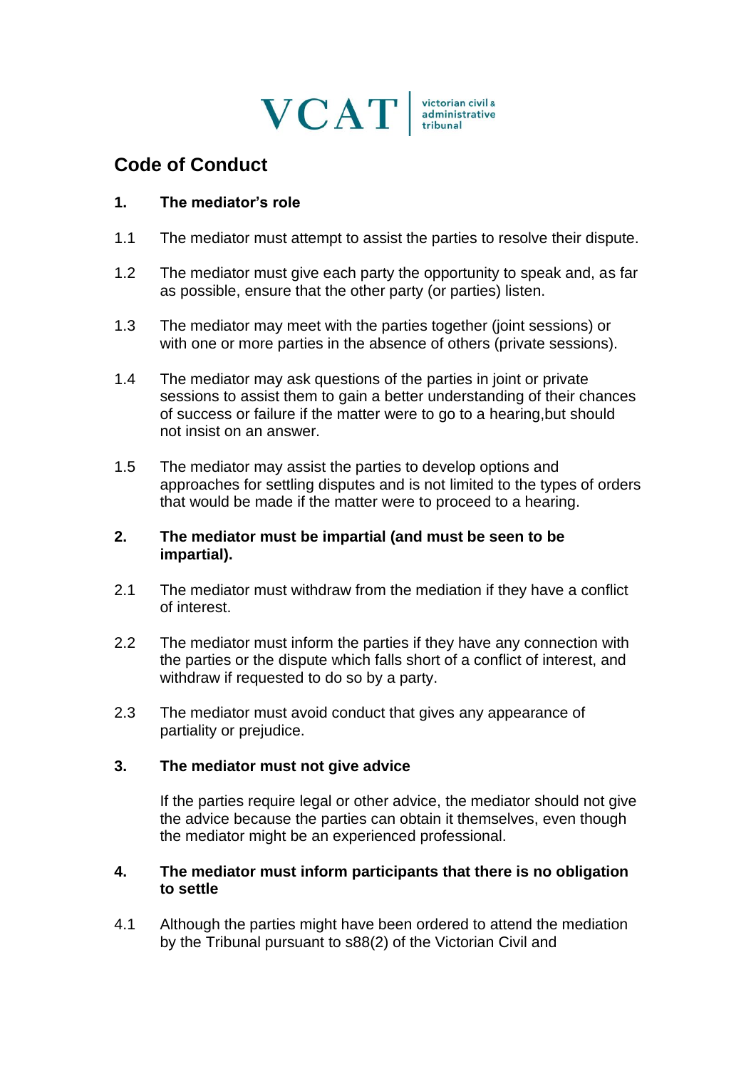VCAT | victorian civil & administrative tribunal

# Code of Conduct

## 1. The mediator's role

1.1 The mediator must attempt to assist the parties to resolve their dispute.

1.2 The mediator must give each party the opportunity to speak and, as far as possible, ensure that the other party (or parties) listen.

1.3 The mediator may meet with the parties together (joint sessions) or with one or more parties in the absence of others (private sessions).

1.4 The mediator may ask questions of the parties in joint or private sessions to assist them to gain a better understanding of their chances of success or failure if the matter were to go to a hearing,but should not insist on an answer.

1.5 The mediator may assist the parties to develop options and approaches for settling disputes and is not limited to the types of orders that would be made if the matter were to proceed to a hearing.

## 2. The mediator must be impartial (and must be seen to be impartial).

2.1 The mediator must withdraw from the mediation if they have a conflict of interest.

2.2 The mediator must inform the parties if they have any connection with the parties or the dispute which falls short of a conflict of interest, and withdraw if requested to do so by a party.

2.3 The mediator must avoid conduct that gives any appearance of partiality or prejudice.

## 3. The mediator must not give advice

If the parties require legal or other advice, the mediator should not give the advice because the parties can obtain it themselves, even though the mediator might be an experienced professional.

## 4. The mediator must inform participants that there is no obligation to settle

4.1 Although the parties might have been ordered to attend the mediation by the Tribunal pursuant to s88(2) of the Victorian Civil and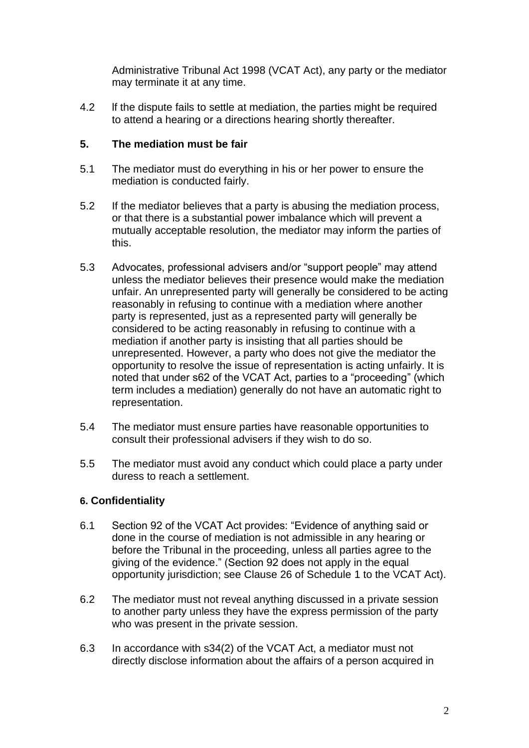Administrative Tribunal Act 1998 (VCAT Act), any party or the mediator may terminate it at any time.

4.2 If the dispute fails to settle at mediation, the parties might be required to attend a hearing or a directions hearing shortly thereafter.

## 5. The mediation must be fair

5.1 The mediator must do everything in his or her power to ensure the mediation is conducted fairly.

5.2 If the mediator believes that a party is abusing the mediation process, or that there is a substantial power imbalance which will prevent a mutually acceptable resolution, the mediator may inform the parties of this.

5.3 Advocates, professional advisers and/or "support people" may attend unless the mediator believes their presence would make the mediation unfair. An unrepresented party will generally be considered to be acting reasonably in refusing to continue with a mediation where another party is represented, just as a represented party will generally be considered to be acting reasonably in refusing to continue with a mediation if another party is insisting that all parties should be unrepresented. However, a party who does not give the mediator the opportunity to resolve the issue of representation is acting unfairly. It is noted that under s62 of the VCAT Act, parties to a "proceeding" (which term includes a mediation) generally do not have an automatic right to representation.

5.4 The mediator must ensure parties have reasonable opportunities to consult their professional advisers if they wish to do so.

5.5 The mediator must avoid any conduct which could place a party under duress to reach a settlement.

## 6. Confidentiality

6.1 Section 92 of the VCAT Act provides: "Evidence of anything said or done in the course of mediation is not admissible in any hearing or before the Tribunal in the proceeding, unless all parties agree to the giving of the evidence." (Section 92 does not apply in the equal opportunity jurisdiction; see Clause 26 of Schedule 1 to the VCAT Act).

6.2 The mediator must not reveal anything discussed in a private session to another party unless they have the express permission of the party who was present in the private session.

6.3 In accordance with s34(2) of the VCAT Act, a mediator must not directly disclose information about the affairs of a person acquired in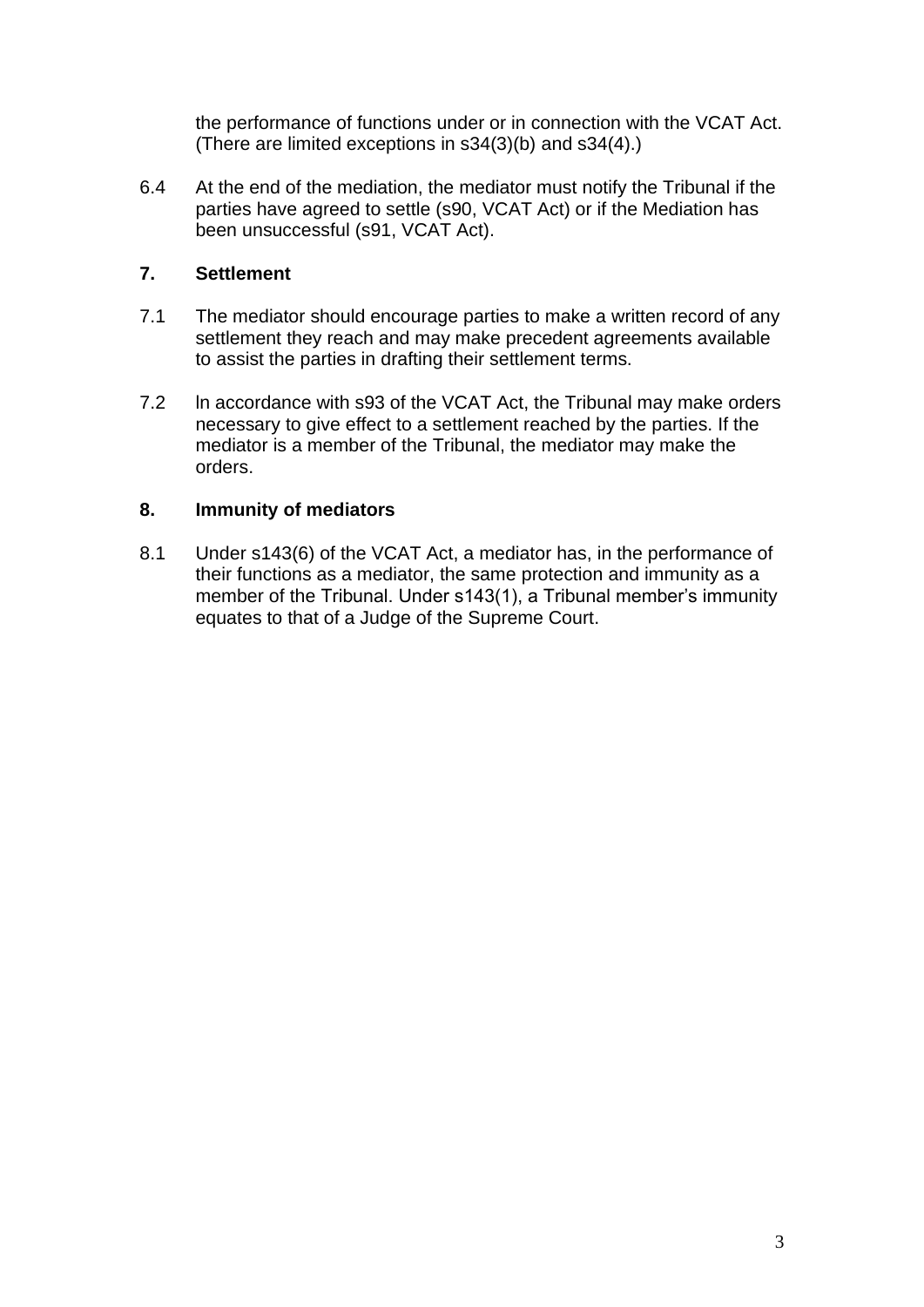the performance of functions under or in connection with the VCAT Act. (There are limited exceptions in s34(3)(b) and s34(4).)

6.4 At the end of the mediation, the mediator must notify the Tribunal if the parties have agreed to settle (s90, VCAT Act) or if the Mediation has been unsuccessful (s91, VCAT Act).

## 7. Settlement

7.1 The mediator should encourage parties to make a written record of any settlement they reach and may make precedent agreements available to assist the parties in drafting their settlement terms.

7.2 ln accordance with s93 of the VCAT Act, the Tribunal may make orders necessary to give effect to a settlement reached by the parties. If the mediator is a member of the Tribunal, the mediator may make the orders.

## 8. Immunity of mediators

8.1 Under s143(6) of the VCAT Act, a mediator has, in the performance of their functions as a mediator, the same protection and immunity as a member of the Tribunal. Under s143(1), a Tribunal member's immunity equates to that of a Judge of the Supreme Court.